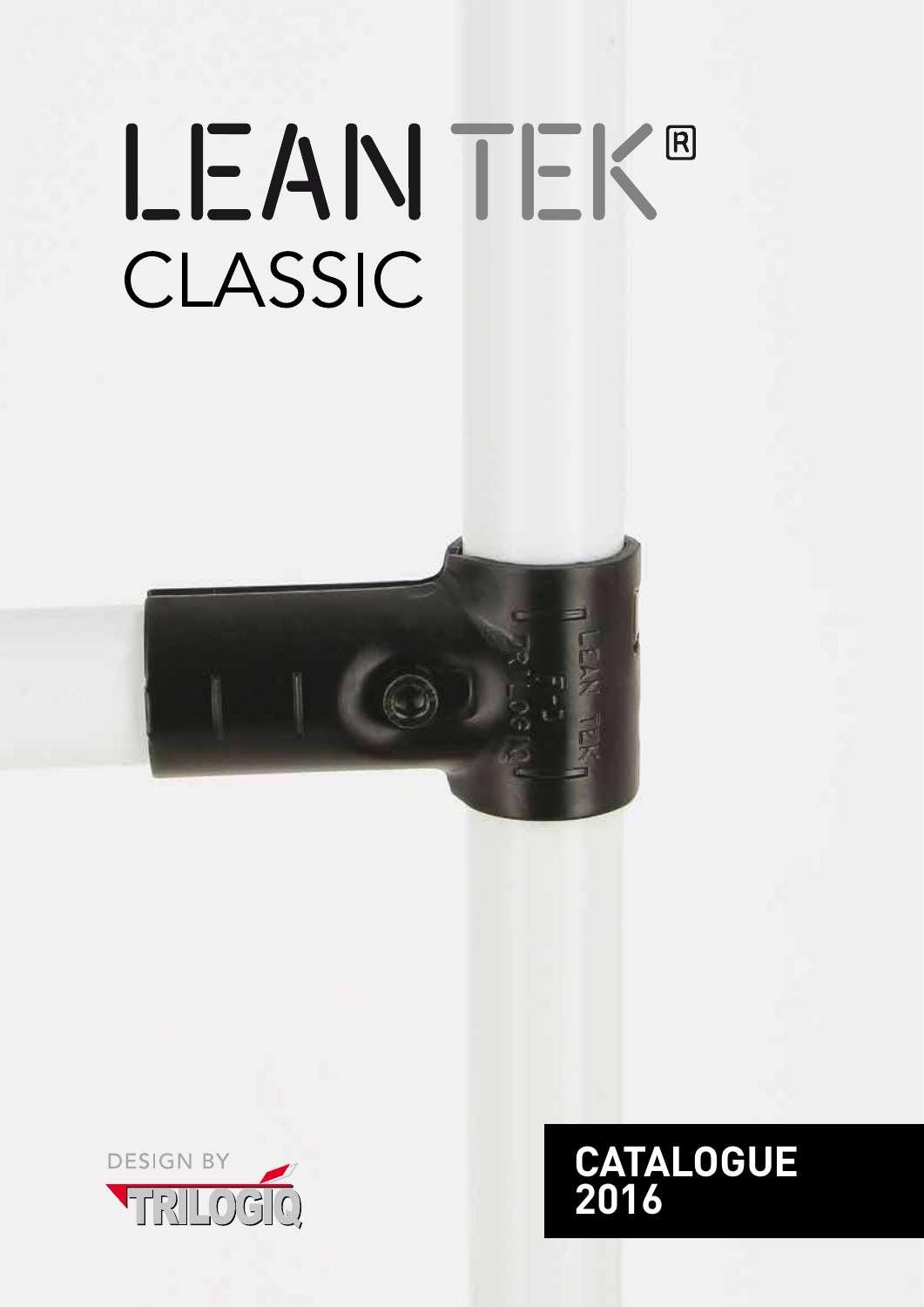# LEAN TEK®

## CLASSIC

DESIGN BY TRILOGIQ

**CATALOGUE 2016**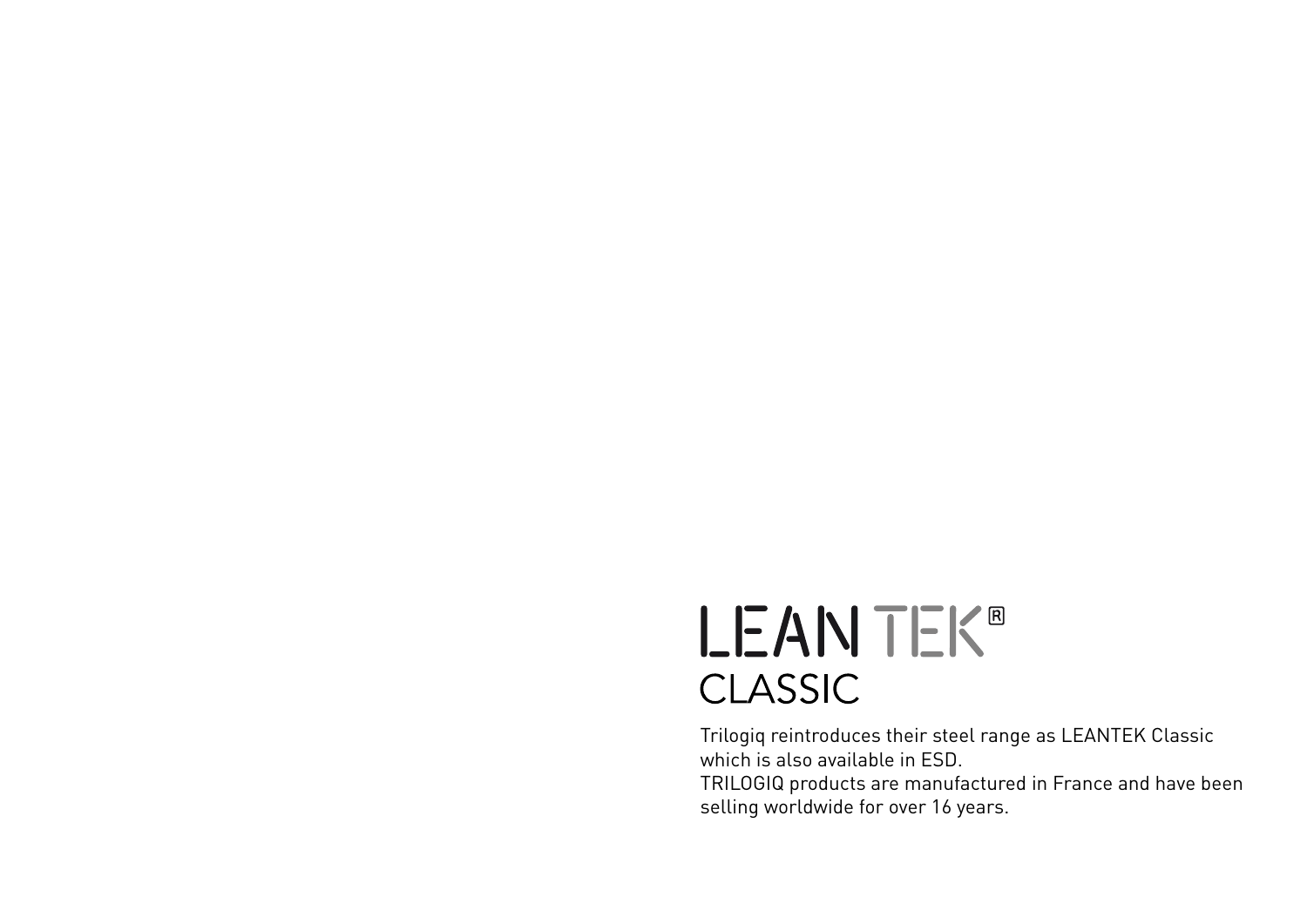# LEANTEK®

## CLASSIC

Trilogiq reintroduces their steel range as LEANTEK Classic which is also available in ESD.
TRILOGIQ products are manufactured in France and have been selling worldwide for over 16 years.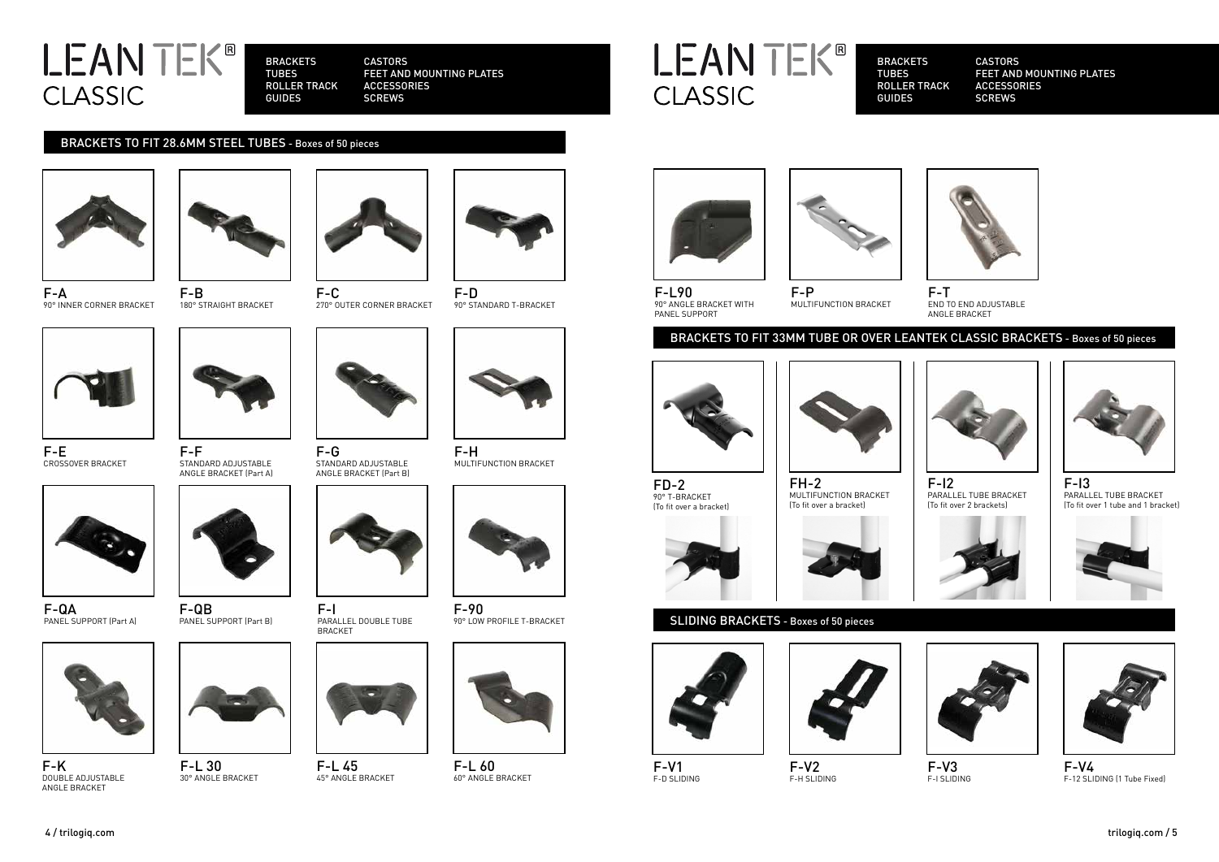# LEAN TEK® CLASSIC

BRACKETS
TUBES
ROLLER TRACK
GUIDES
CASTORS
FEET AND MOUNTING PLATES
ACCESSORIES
SCREWS

## BRACKETS TO FIT 28.6MM STEEL TUBES - Boxes of 50 pieces

**F-A**
90° INNER CORNER BRACKET

**F-B**
180° STRAIGHT BRACKET

**F-C**
270° OUTER CORNER BRACKET

**F-D**
90° STANDARD T-BRACKET

**F-E**
CROSSOVER BRACKET

**F-F**
STANDARD ADJUSTABLE ANGLE BRACKET (Part A)

**F-G**
STANDARD ADJUSTABLE ANGLE BRACKET (Part B)

**F-H**
MULTIFUNCTION BRACKET

**F-QA**
PANEL SUPPORT (Part A)

**F-QB**
PANEL SUPPORT (Part B)

**F-I**
PARALLEL DOUBLE TUBE BRACKET

**F-90**
90° LOW PROFILE T-BRACKET

**F-K**
DOUBLE ADJUSTABLE ANGLE BRACKET

**F-L 30**
30° ANGLE BRACKET

**F-L 45**
45° ANGLE BRACKET

**F-L 60**
60° ANGLE BRACKET

**F-L90**
90° ANGLE BRACKET WITH PANEL SUPPORT

**F-P**
MULTIFUNCTION BRACKET

**F-T**
END TO END ADJUSTABLE ANGLE BRACKET

## BRACKETS TO FIT 33MM TUBE OR OVER LEANTEK CLASSIC BRACKETS - Boxes of 50 pieces

**FD-2**
90° T-BRACKET
(To fit over a bracket)

**FH-2**
MULTIFUNCTION BRACKET
(To fit over a bracket)

**F-I2**
PARALLEL TUBE BRACKET
(To fit over 2 brackets)

**F-I3**
PARALLEL TUBE BRACKET
(To fit over 1 tube and 1 bracket)

## SLIDING BRACKETS - Boxes of 50 pieces

**F-V1**
F-D SLIDING

**F-V2**
F-H SLIDING

**F-V3**
F-I SLIDING

**F-V4**
F-12 SLIDING (1 Tube Fixed)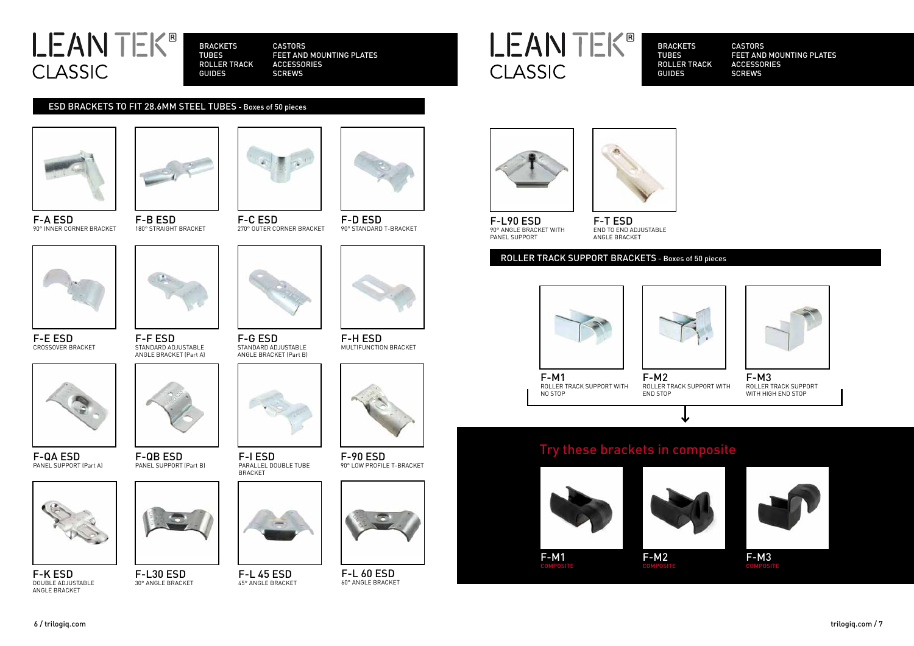# LEAN TEK® CLASSIC

BRACKETS
TUBES
ROLLER TRACK
GUIDES
CASTORS
FEET AND MOUNTING PLATES
ACCESSORIES
SCREWS

## ESD BRACKETS TO FIT 28.6MM STEEL TUBES - Boxes of 50 pieces

**F-A ESD**
90° INNER CORNER BRACKET

**F-B ESD**
180° STRAIGHT BRACKET

**F-C ESD**
270° OUTER CORNER BRACKET

**F-D ESD**
90° STANDARD T-BRACKET

**F-E ESD**
CROSSOVER BRACKET

**F-F ESD**
STANDARD ADJUSTABLE ANGLE BRACKET (Part A)

**F-G ESD**
STANDARD ADJUSTABLE ANGLE BRACKET (Part B)

**F-H ESD**
MULTIFUNCTION BRACKET

**F-QA ESD**
PANEL SUPPORT (Part A)

**F-QB ESD**
PANEL SUPPORT (Part B)

**F-I ESD**
PARALLEL DOUBLE TUBE BRACKET

**F-90 ESD**
90° LOW PROFILE T-BRACKET

**F-K ESD**
DOUBLE ADJUSTABLE ANGLE BRACKET

**F-L30 ESD**
30° ANGLE BRACKET

**F-L 45 ESD**
45° ANGLE BRACKET

**F-L 60 ESD**
60° ANGLE BRACKET

**F-L90 ESD**
90° ANGLE BRACKET WITH PANEL SUPPORT

**F-T ESD**
END TO END ADJUSTABLE ANGLE BRACKET

## ROLLER TRACK SUPPORT BRACKETS - Boxes of 50 pieces

**F-M1**
ROLLER TRACK SUPPORT WITH NO STOP

**F-M2**
ROLLER TRACK SUPPORT WITH END STOP

**F-M3**
ROLLER TRACK SUPPORT WITH HIGH END STOP

## Try these brackets in composite

**F-M1**
COMPOSITE

**F-M2**
COMPOSITE

**F-M3**
COMPOSITE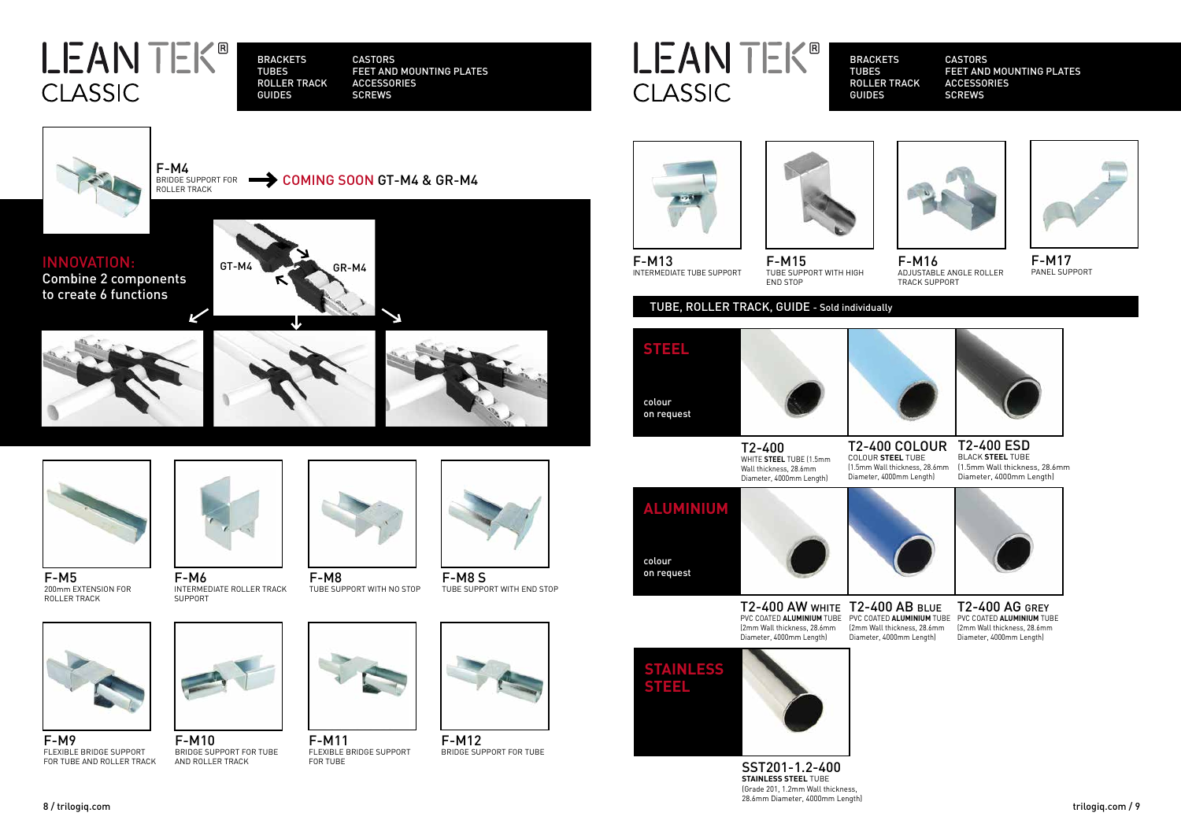# LEAN TEK® CLASSIC

BRACKETS
TUBES
ROLLER TRACK
GUIDES

CASTORS
FEET AND MOUNTING PLATES
ACCESSORIES
SCREWS

**F-M4**
BRIDGE SUPPORT FOR ROLLER TRACK

COMING SOON GT-M4 & GR-M4

**INNOVATION:**
Combine 2 components to create 6 functions

GT-M4 GR-M4

**F-M5**
200mm EXTENSION FOR ROLLER TRACK

**F-M6**
INTERMEDIATE ROLLER TRACK SUPPORT

**F-M8**
TUBE SUPPORT WITH NO STOP

**F-M8 S**
TUBE SUPPORT WITH END STOP

**F-M9**
FLEXIBLE BRIDGE SUPPORT FOR TUBE AND ROLLER TRACK

**F-M10**
BRIDGE SUPPORT FOR TUBE AND ROLLER TRACK

**F-M11**
FLEXIBLE BRIDGE SUPPORT FOR TUBE

**F-M12**
BRIDGE SUPPORT FOR TUBE

**F-M13**
INTERMEDIATE TUBE SUPPORT

**F-M15**
TUBE SUPPORT WITH HIGH END STOP

**F-M16**
ADJUSTABLE ANGLE ROLLER TRACK SUPPORT

**F-M17**
PANEL SUPPORT

## TUBE, ROLLER TRACK, GUIDE - Sold individually

### STEEL

colour on request

**T2-400**
WHITE **STEEL** TUBE (1.5mm Wall thickness, 28.6mm Diameter, 4000mm Length)

**T2-400 COLOUR**
COLOUR **STEEL** TUBE (1.5mm Wall thickness, 28.6mm Diameter, 4000mm Length)

**T2-400 ESD**
BLACK **STEEL** TUBE (1.5mm Wall thickness, 28.6mm Diameter, 4000mm Length)

### ALUMINIUM

colour on request

**T2-400 AW WHITE**
PVC COATED **ALUMINIUM** TUBE (2mm Wall thickness, 28.6mm Diameter, 4000mm Length)

**T2-400 AB BLUE**
PVC COATED **ALUMINIUM** TUBE (2mm Wall thickness, 28.6mm Diameter, 4000mm Length)

**T2-400 AG GREY**
PVC COATED **ALUMINIUM** TUBE (2mm Wall thickness, 28.6mm Diameter, 4000mm Length)

### STAINLESS STEEL

**SST201-1.2-400**
**STAINLESS STEEL** TUBE (Grade 201, 1.2mm Wall thickness, 28.6mm Diameter, 4000mm Length)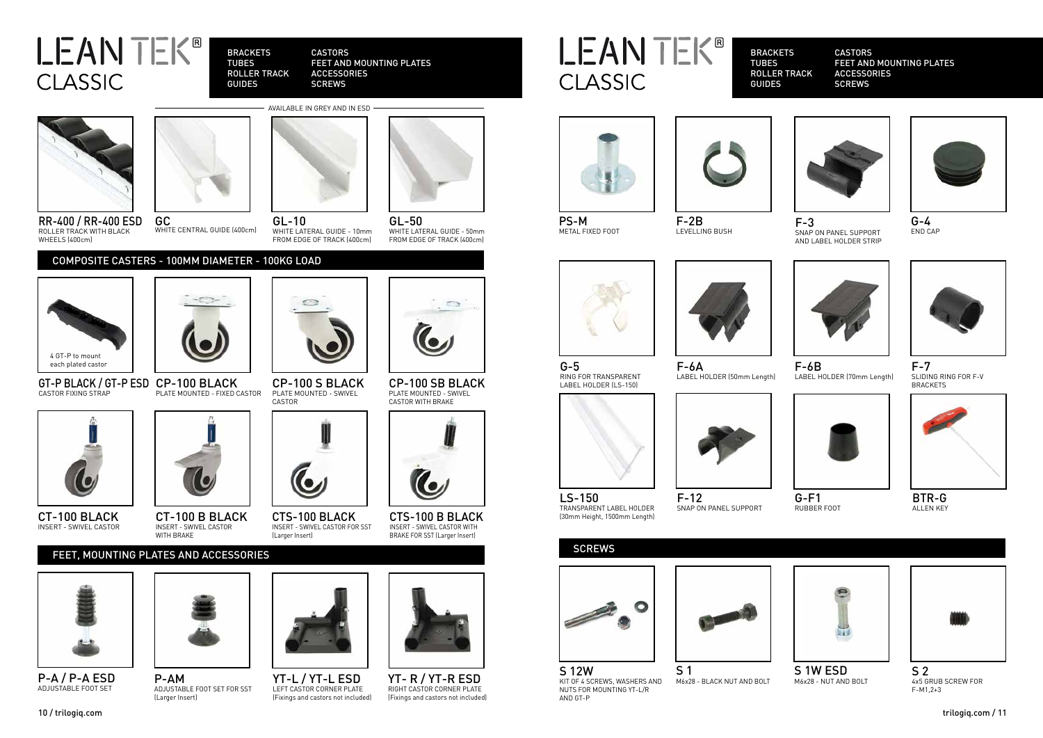# LEAN TEK® CLASSIC

BRACKETS
TUBES
ROLLER TRACK
GUIDES

CASTORS
FEET AND MOUNTING PLATES
ACCESSORIES
SCREWS

AVAILABLE IN GREY AND IN ESD

**RR-400 / RR-400 ESD**
ROLLER TRACK WITH BLACK WHEELS (400cm)

**GC**
WHITE CENTRAL GUIDE (400cm)

**GL-10**
WHITE LATERAL GUIDE - 10mm FROM EDGE OF TRACK (400cm)

**GL-50**
WHITE LATERAL GUIDE - 50mm FROM EDGE OF TRACK (400cm)

## COMPOSITE CASTERS - 100MM DIAMETER - 100KG LOAD

4 GT-P to mount each plated castor

**GT-P BLACK / GT-P ESD**
CASTOR FIXING STRAP

**CP-100 BLACK**
PLATE MOUNTED - FIXED CASTOR

**CP-100 S BLACK**
PLATE MOUNTED - SWIVEL CASTOR

**CP-100 SB BLACK**
PLATE MOUNTED - SWIVEL CASTOR WITH BRAKE

**CT-100 BLACK**
INSERT - SWIVEL CASTOR

**CT-100 B BLACK**
INSERT - SWIVEL CASTOR WITH BRAKE

**CTS-100 BLACK**
INSERT - SWIVEL CASTOR FOR SST (Larger Insert)

**CTS-100 B BLACK**
INSERT - SWIVEL CASTOR WITH BRAKE FOR SST (Larger Insert)

## FEET, MOUNTING PLATES AND ACCESSORIES

**P-A / P-A ESD**
ADJUSTABLE FOOT SET

**P-AM**
ADJUSTABLE FOOT SET FOR SST (Larger Insert)

**YT-L / YT-L ESD**
LEFT CASTOR CORNER PLATE (Fixings and castors not included)

**YT- R / YT-R ESD**
RIGHT CASTOR CORNER PLATE (Fixings and castors not included)

# LEAN TEK® CLASSIC

BRACKETS
TUBES
ROLLER TRACK
GUIDES

CASTORS
FEET AND MOUNTING PLATES
ACCESSORIES
SCREWS

**PS-M**
METAL FIXED FOOT

**F-2B**
LEVELLING BUSH

**F-3**
SNAP ON PANEL SUPPORT AND LABEL HOLDER STRIP

**G-4**
END CAP

**G-5**
RING FOR TRANSPARENT LABEL HOLDER (LS-150)

**F-6A**
LABEL HOLDER (50mm Length)

**F-6B**
LABEL HOLDER (70mm Length)

**F-7**
SLIDING RING FOR F-V BRACKETS

**LS-150**
TRANSPARENT LABEL HOLDER (30mm Height, 1500mm Length)

**F-12**
SNAP ON PANEL SUPPORT

**G-F1**
RUBBER FOOT

**BTR-G**
ALLEN KEY

## SCREWS

**S 12W**
KIT OF 4 SCREWS, WASHERS AND NUTS FOR MOUNTING YT-L/R AND GT-P

**S 1**
M6x28 - BLACK NUT AND BOLT

**S 1W ESD**
M6x28 - NUT AND BOLT

**S 2**
4x5 GRUB SCREW FOR F-M1,2+3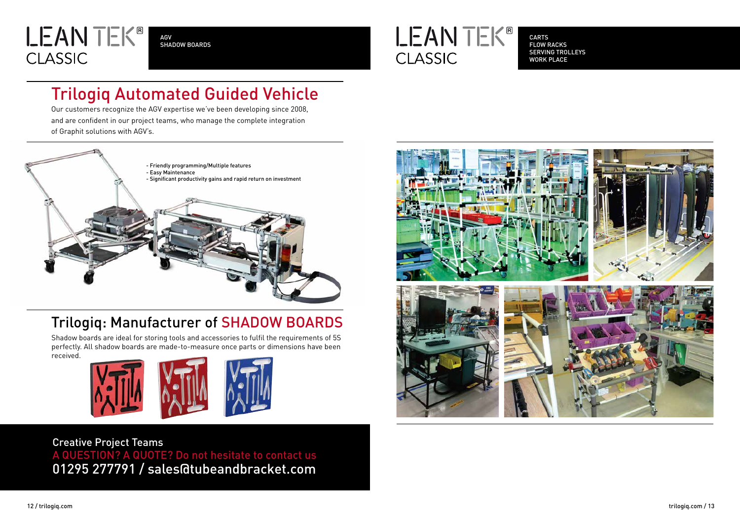LEAN TEK® CLASSIC

AGV
SHADOW BOARDS

# Trilogiq Automated Guided Vehicle

Our customers recognize the AGV expertise we've been developing since 2008, and are confident in our project teams, who manage the complete integration of Graphit solutions with AGV's.

- Friendly programming/Multiple features
- Easy Maintenance
- Significant productivity gains and rapid return on investment

# Trilogiq: Manufacturer of SHADOW BOARDS

Shadow boards are ideal for storing tools and accessories to fulfil the requirements of 5S perfectly. All shadow boards are made-to-measure once parts or dimensions have been received.

Creative Project Teams
A QUESTION? A QUOTE? Do not hesitate to contact us
01295 277791 / sales@tubeandbracket.com

LEAN TEK® CLASSIC

CARTS
FLOW RACKS
SERVING TROLLEYS
WORK PLACE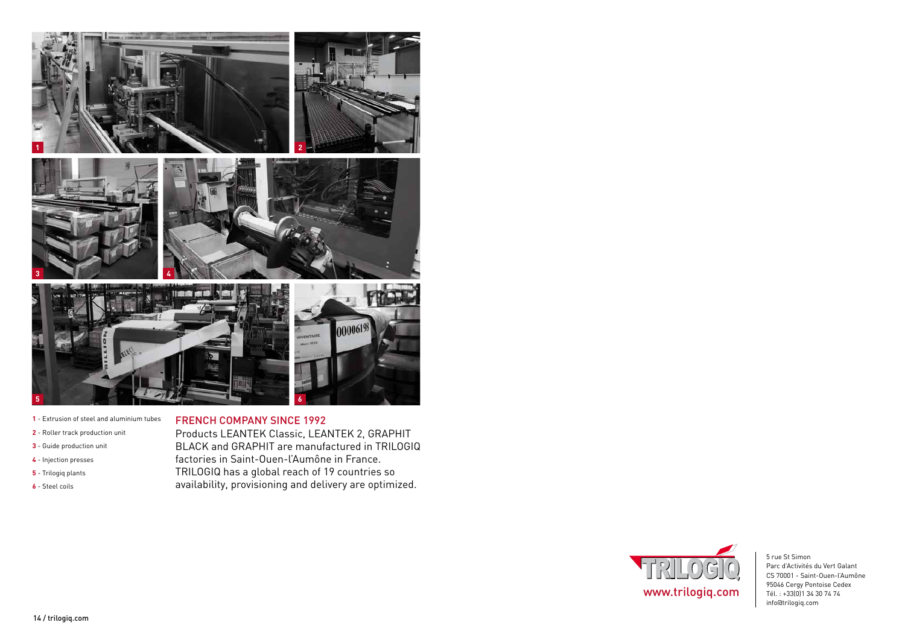1 - Extrusion of steel and aluminium tubes
2 - Roller track production unit
3 - Guide production unit
4 - Injection presses
5 - Trilogiq plants
6 - Steel coils

## FRENCH COMPANY SINCE 1992

Products LEANTEK Classic, LEANTEK 2, GRAPHIT BLACK and GRAPHIT are manufactured in TRILOGIQ factories in Saint-Ouen-l'Aumône in France. TRILOGIQ has a global reach of 19 countries so availability, provisioning and delivery are optimized.

www.trilogiq.com

5 rue St Simon
Parc d'Activités du Vert Galant
CS 70001 - Saint-Ouen-l'Aumône
95046 Cergy Pontoise Cedex
Tél. : +33(0)1 34 30 74 74
info@trilogiq.com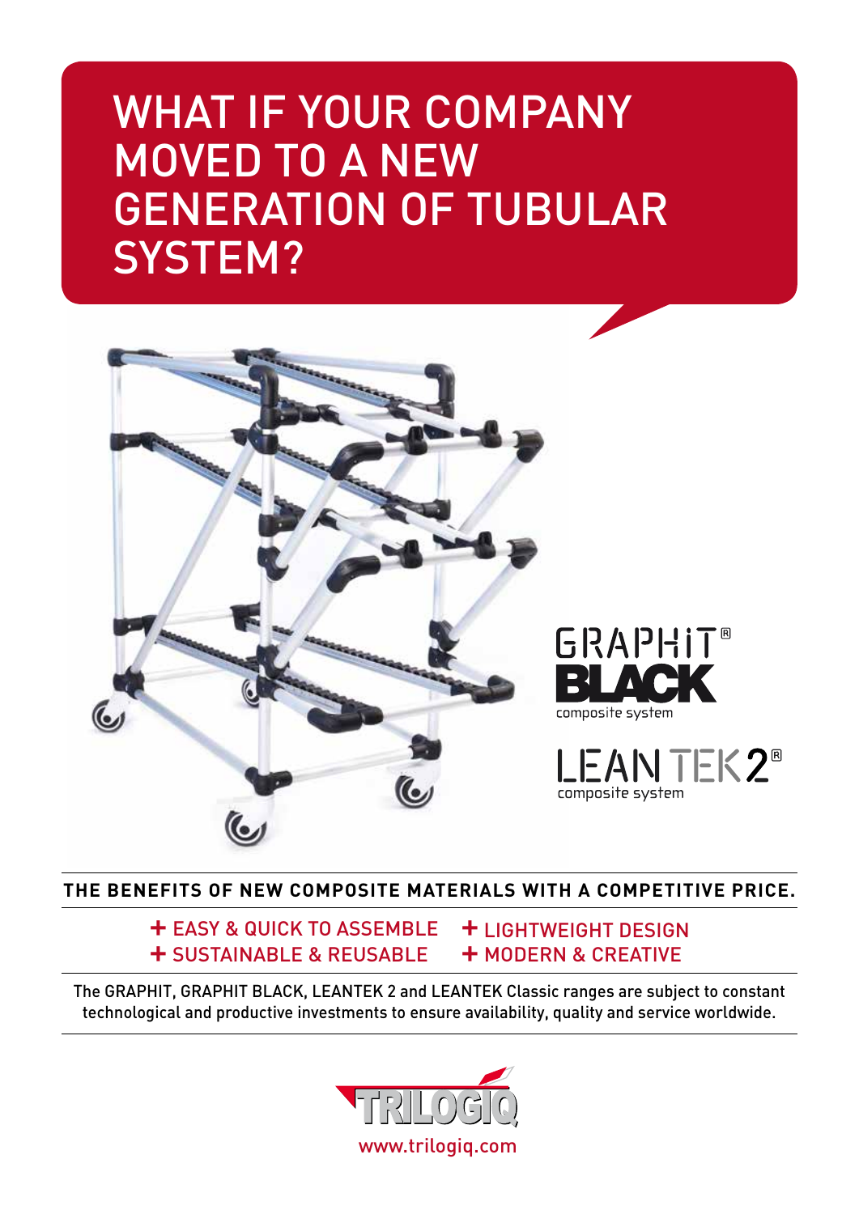# WHAT IF YOUR COMPANY MOVED TO A NEW GENERATION OF TUBULAR SYSTEM?

GRAPHIT®
BLACK
composite system

LEANTEK2®
composite system

**THE BENEFITS OF NEW COMPOSITE MATERIALS WITH A COMPETITIVE PRICE.**

+ EASY & QUICK TO ASSEMBLE
+ LIGHTWEIGHT DESIGN
+ SUSTAINABLE & REUSABLE
+ MODERN & CREATIVE

The GRAPHIT, GRAPHIT BLACK, LEANTEK 2 and LEANTEK Classic ranges are subject to constant technological and productive investments to ensure availability, quality and service worldwide.

TRILOGIQ
www.trilogiq.com